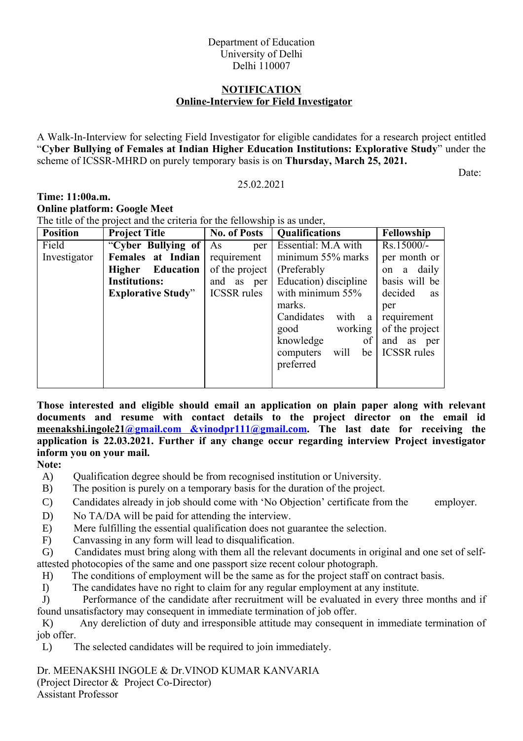Department of Education
University of Delhi
Delhi 110007

## NOTIFICATION
## Online-Interview for Field Investigator

A Walk-In-Interview for selecting Field Investigator for eligible candidates for a research project entitled "**Cyber Bullying of Females at Indian Higher Education Institutions: Explorative Study**" under the scheme of ICSSR-MHRD on purely temporary basis is on **Thursday, March 25, 2021.**

Date: 25.02.2021

**Time: 11:00a.m.**
**Online platform: Google Meet**

The title of the project and the criteria for the fellowship is as under,

| Position | Project Title | No. of Posts | Qualifications | Fellowship |
|---|---|---|---|---|
| Field Investigator | "**Cyber Bullying of Females at Indian Higher Education Institutions: Explorative Study**" | As per requirement of the project and as per ICSSR rules | Essential: M.A with minimum 55% marks (Preferably Education) discipline with minimum 55% marks. Candidates with a good working knowledge of computers will be preferred | Rs.15000/- per month or on a daily basis will be decided as per requirement of the project and as per ICSSR rules |

**Those interested and eligible should email an application on plain paper along with relevant documents and resume with contact details to the project director on the email id meenakshi.ingole21@gmail.com &vinodpr111@gmail.com. The last date for receiving the application is 22.03.2021. Further if any change occur regarding interview Project investigator inform you on your mail.**

**Note:**

A) Qualification degree should be from recognised institution or University.
B) The position is purely on a temporary basis for the duration of the project.
C) Candidates already in job should come with 'No Objection' certificate from the employer.
D) No TA/DA will be paid for attending the interview.
E) Mere fulfilling the essential qualification does not guarantee the selection.
F) Canvassing in any form will lead to disqualification.
G) Candidates must bring along with them all the relevant documents in original and one set of self-attested photocopies of the same and one passport size recent colour photograph.
H) The conditions of employment will be the same as for the project staff on contract basis.
I) The candidates have no right to claim for any regular employment at any institute.
J) Performance of the candidate after recruitment will be evaluated in every three months and if found unsatisfactory may consequent in immediate termination of job offer.
K) Any dereliction of duty and irresponsible attitude may consequent in immediate termination of job offer.
L) The selected candidates will be required to join immediately.

Dr. MEENAKSHI INGOLE & Dr.VINOD KUMAR KANVARIA
(Project Director & Project Co-Director)
Assistant Professor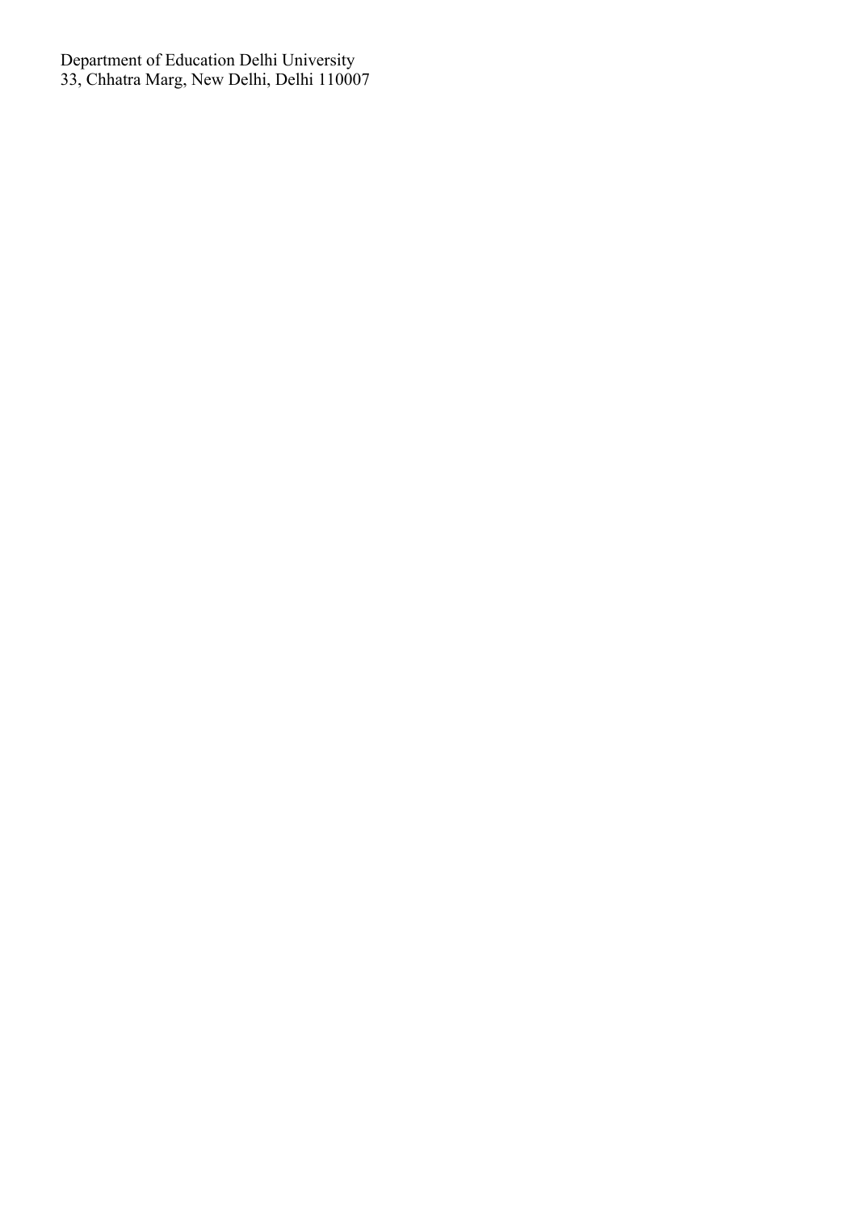Department of Education Delhi University
33, Chhatra Marg, New Delhi, Delhi 110007